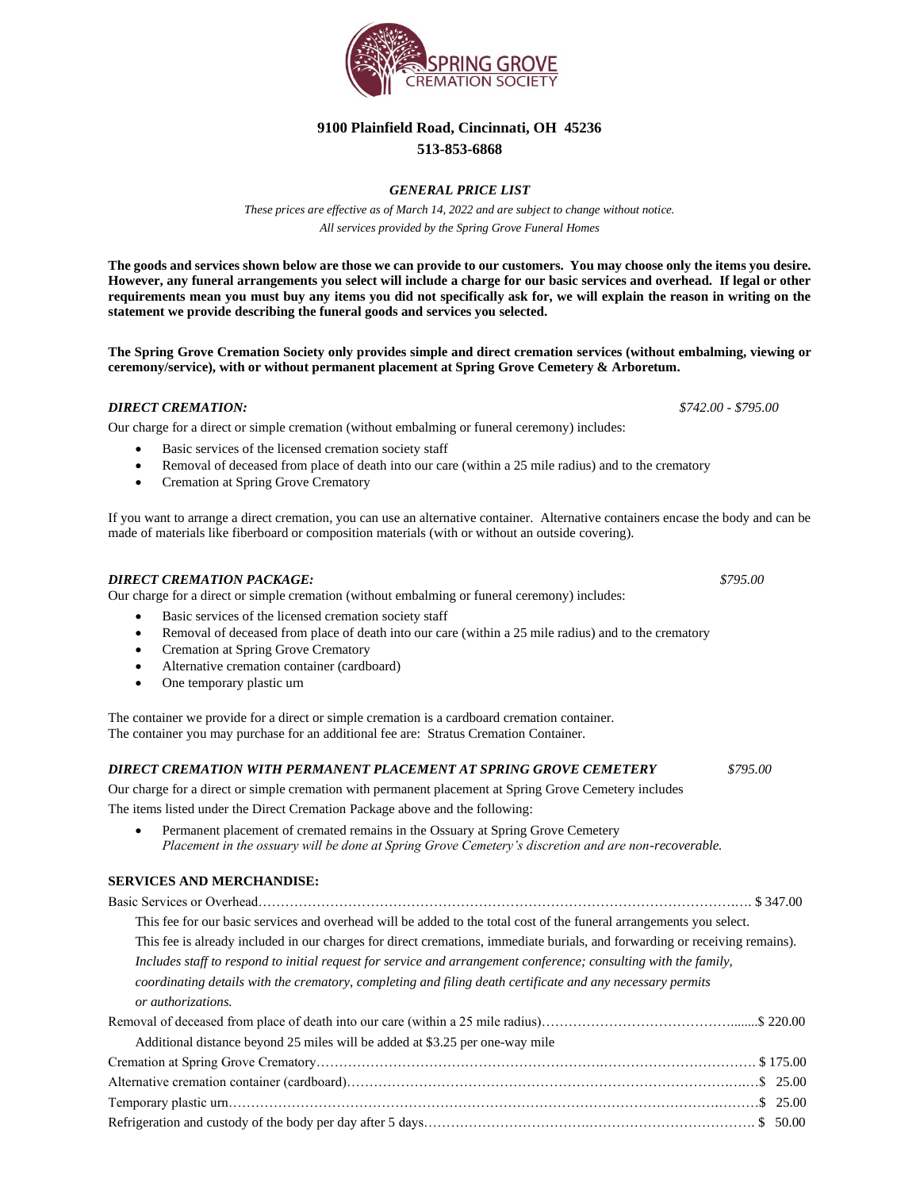SPRING GROVE CREMATION SOCIETY

**9100 Plainfield Road, Cincinnati, OH 45236**

**513-853-6868**

***GENERAL PRICE LIST***

*These prices are effective as of March 14, 2022 and are subject to change without notice.*
*All services provided by the Spring Grove Funeral Homes*

**The goods and services shown below are those we can provide to our customers. You may choose only the items you desire. However, any funeral arrangements you select will include a charge for our basic services and overhead. If legal or other requirements mean you must buy any items you did not specifically ask for, we will explain the reason in writing on the statement we provide describing the funeral goods and services you selected.**

**The Spring Grove Cremation Society only provides simple and direct cremation services (without embalming, viewing or ceremony/service), with or without permanent placement at Spring Grove Cemetery & Arboretum.**

***DIRECT CREMATION:*** *$742.00 - $795.00*

Our charge for a direct or simple cremation (without embalming or funeral ceremony) includes:

- Basic services of the licensed cremation society staff
- Removal of deceased from place of death into our care (within a 25 mile radius) and to the crematory
- Cremation at Spring Grove Crematory

If you want to arrange a direct cremation, you can use an alternative container. Alternative containers encase the body and can be made of materials like fiberboard or composition materials (with or without an outside covering).

***DIRECT CREMATION PACKAGE:*** *$795.00*

Our charge for a direct or simple cremation (without embalming or funeral ceremony) includes:

- Basic services of the licensed cremation society staff
- Removal of deceased from place of death into our care (within a 25 mile radius) and to the crematory
- Cremation at Spring Grove Crematory
- Alternative cremation container (cardboard)
- One temporary plastic urn

The container we provide for a direct or simple cremation is a cardboard cremation container.
The container you may purchase for an additional fee are: Stratus Cremation Container.

***DIRECT CREMATION WITH PERMANENT PLACEMENT AT SPRING GROVE CEMETERY*** *$795.00*

Our charge for a direct or simple cremation with permanent placement at Spring Grove Cemetery includes
The items listed under the Direct Cremation Package above and the following:

- Permanent placement of cremated remains in the Ossuary at Spring Grove Cemetery
  *Placement in the ossuary will be done at Spring Grove Cemetery's discretion and are non-recoverable.*

**SERVICES AND MERCHANDISE:**

Basic Services or Overhead.................................................. $ 347.00

This fee for our basic services and overhead will be added to the total cost of the funeral arrangements you select.
This fee is already included in our charges for direct cremations, immediate burials, and forwarding or receiving remains).
*Includes staff to respond to initial request for service and arrangement conference; consulting with the family, coordinating details with the crematory, completing and filing death certificate and any necessary permits or authorizations.*

Removal of deceased from place of death into our care (within a 25 mile radius).................................................. $ 220.00

Additional distance beyond 25 miles will be added at $3.25 per one-way mile

Cremation at Spring Grove Crematory.................................................. $ 175.00

Alternative cremation container (cardboard).................................................. $ 25.00

Temporary plastic urn.................................................. $ 25.00

Refrigeration and custody of the body per day after 5 days.................................................. $ 50.00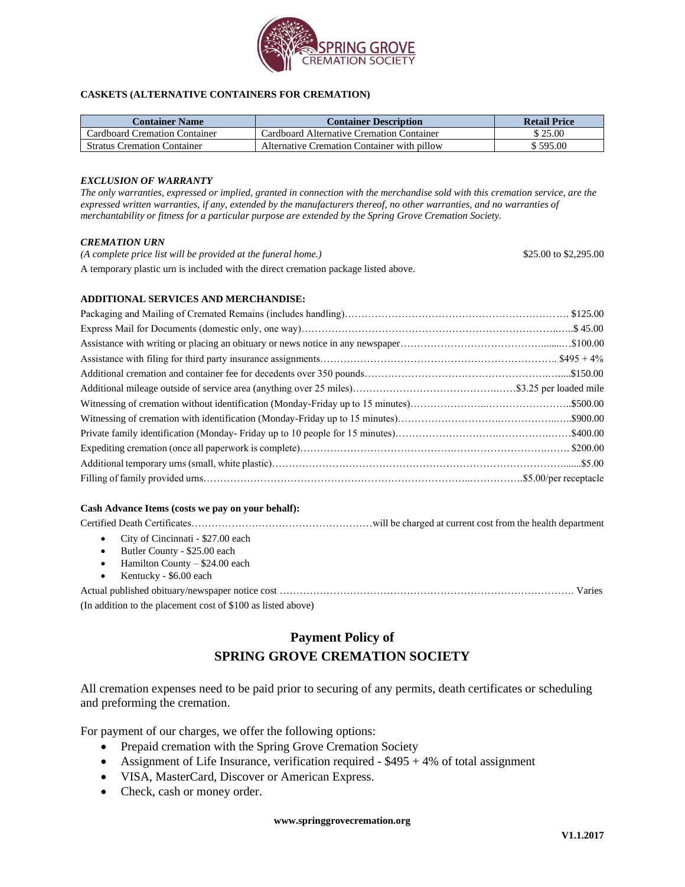**CASKETS (ALTERNATIVE CONTAINERS FOR CREMATION)**

| Container Name | Container Description | Retail Price |
|---|---|---|
| Cardboard Cremation Container | Cardboard Alternative Cremation Container | $ 25.00 |
| Stratus Cremation Container | Alternative Cremation Container with pillow | $ 595.00 |

***EXCLUSION OF WARRANTY***

*The only warranties, expressed or implied, granted in connection with the merchandise sold with this cremation service, are the expressed written warranties, if any, extended by the manufacturers thereof, no other warranties, and no warranties of merchantability or fitness for a particular purpose are extended by the Spring Grove Cremation Society.*

***CREMATION URN***

*(A complete price list will be provided at the funeral home.)* $25.00 to $2,295.00

A temporary plastic urn is included with the direct cremation package listed above.

**ADDITIONAL SERVICES AND MERCHANDISE:**

Packaging and Mailing of Cremated Remains (includes handling)………… $125.00

Express Mail for Documents (domestic only, one way)………… $ 45.00

Assistance with writing or placing an obituary or news notice in any newspaper………… $100.00

Assistance with filing for third party insurance assignments………… $495 + 4%

Additional cremation and container fee for decedents over 350 pounds………… $150.00

Additional mileage outside of service area (anything over 25 miles)………… $3.25 per loaded mile

Witnessing of cremation without identification (Monday-Friday up to 15 minutes)………… $500.00

Witnessing of cremation with identification (Monday-Friday up to 15 minutes)………… $900.00

Private family identification (Monday- Friday up to 10 people for 15 minutes)………… $400.00

Expediting cremation (once all paperwork is complete)………… $200.00

Additional temporary urns (small, white plastic)………… $5.00

Filling of family provided urns………… $5.00/per receptacle

**Cash Advance Items (costs we pay on your behalf):**

Certified Death Certificates………… will be charged at current cost from the health department

- City of Cincinnati - $27.00 each
- Butler County - $25.00 each
- Hamilton County – $24.00 each
- Kentucky - $6.00 each

Actual published obituary/newspaper notice cost ………… Varies

(In addition to the placement cost of $100 as listed above)

## Payment Policy of SPRING GROVE CREMATION SOCIETY

All cremation expenses need to be paid prior to securing of any permits, death certificates or scheduling and preforming the cremation.

For payment of our charges, we offer the following options:

- Prepaid cremation with the Spring Grove Cremation Society
- Assignment of Life Insurance, verification required - $495 + 4% of total assignment
- VISA, MasterCard, Discover or American Express.
- Check, cash or money order.

**www.springgrovecremation.org**

**V1.1.2017**